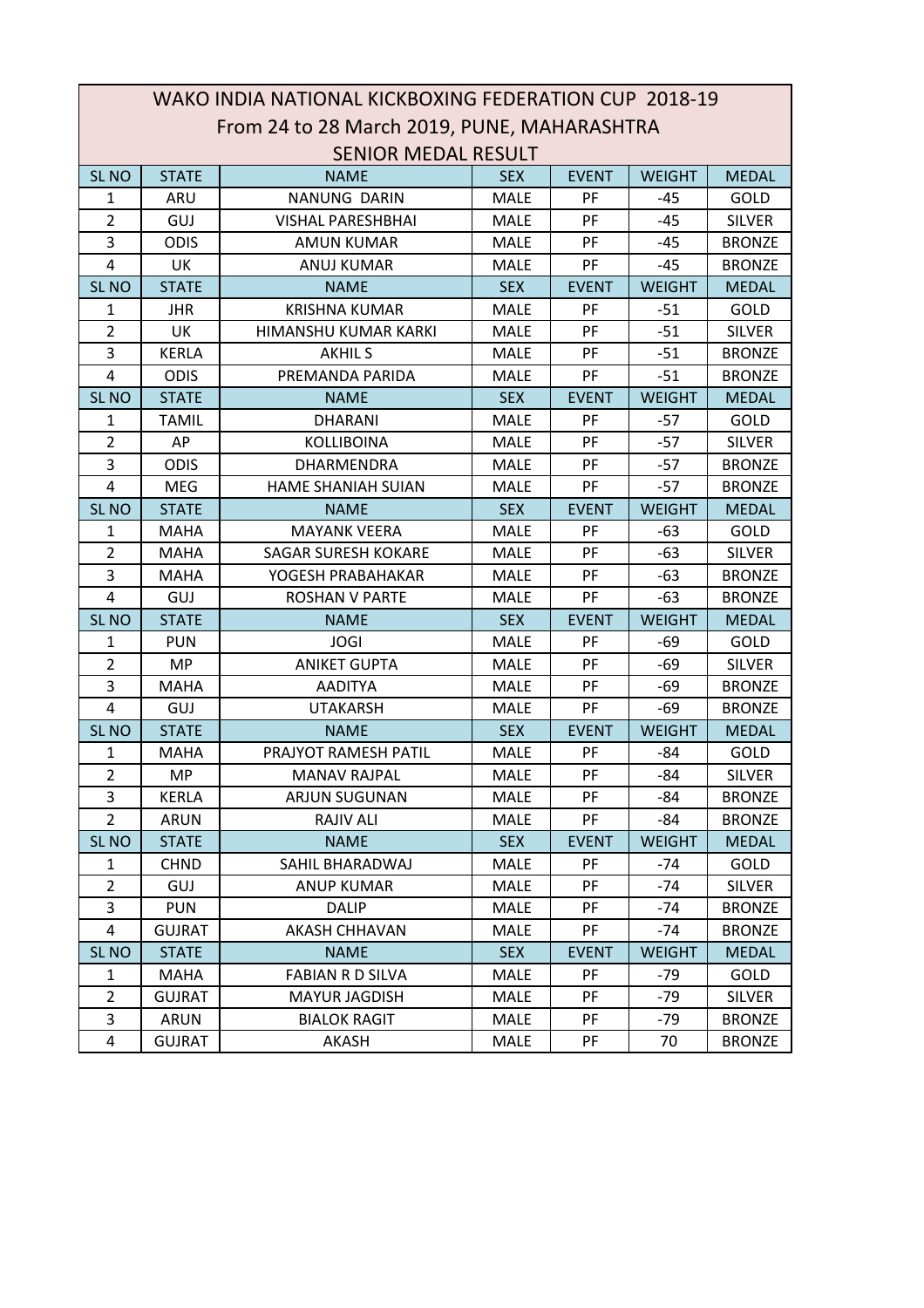# WAKO INDIA NATIONAL KICKBOXING FEDERATION CUP 2018-19

## From 24 to 28 March 2019, PUNE, MAHARASHTRA

### SENIOR MEDAL RESULT

| SL NO | STATE | NAME | SEX | EVENT | WEIGHT | MEDAL |
|---|---|---|---|---|---|---|
| 1 | ARU | NANUNG DARIN | MALE | PF | -45 | GOLD |
| 2 | GUJ | VISHAL PARESHBHAI | MALE | PF | -45 | SILVER |
| 3 | ODIS | AMUN KUMAR | MALE | PF | -45 | BRONZE |
| 4 | UK | ANUJ KUMAR | MALE | PF | -45 | BRONZE |
| SL NO | STATE | NAME | SEX | EVENT | WEIGHT | MEDAL |
| 1 | JHR | KRISHNA KUMAR | MALE | PF | -51 | GOLD |
| 2 | UK | HIMANSHU KUMAR KARKI | MALE | PF | -51 | SILVER |
| 3 | KERLA | AKHIL S | MALE | PF | -51 | BRONZE |
| 4 | ODIS | PREMANDA PARIDA | MALE | PF | -51 | BRONZE |
| SL NO | STATE | NAME | SEX | EVENT | WEIGHT | MEDAL |
| 1 | TAMIL | DHARANI | MALE | PF | -57 | GOLD |
| 2 | AP | KOLLIBOINA | MALE | PF | -57 | SILVER |
| 3 | ODIS | DHARMENDRA | MALE | PF | -57 | BRONZE |
| 4 | MEG | HAME SHANIAH SUIAN | MALE | PF | -57 | BRONZE |
| SL NO | STATE | NAME | SEX | EVENT | WEIGHT | MEDAL |
| 1 | MAHA | MAYANK VEERA | MALE | PF | -63 | GOLD |
| 2 | MAHA | SAGAR SURESH KOKARE | MALE | PF | -63 | SILVER |
| 3 | MAHA | YOGESH PRABAHAKAR | MALE | PF | -63 | BRONZE |
| 4 | GUJ | ROSHAN V PARTE | MALE | PF | -63 | BRONZE |
| SL NO | STATE | NAME | SEX | EVENT | WEIGHT | MEDAL |
| 1 | PUN | JOGI | MALE | PF | -69 | GOLD |
| 2 | MP | ANIKET GUPTA | MALE | PF | -69 | SILVER |
| 3 | MAHA | AADITYA | MALE | PF | -69 | BRONZE |
| 4 | GUJ | UTAKARSH | MALE | PF | -69 | BRONZE |
| SL NO | STATE | NAME | SEX | EVENT | WEIGHT | MEDAL |
| 1 | MAHA | PRAJYOT RAMESH PATIL | MALE | PF | -84 | GOLD |
| 2 | MP | MANAV RAJPAL | MALE | PF | -84 | SILVER |
| 3 | KERLA | ARJUN SUGUNAN | MALE | PF | -84 | BRONZE |
| 2 | ARUN | RAJIV ALI | MALE | PF | -84 | BRONZE |
| SL NO | STATE | NAME | SEX | EVENT | WEIGHT | MEDAL |
| 1 | CHND | SAHIL BHARADWAJ | MALE | PF | -74 | GOLD |
| 2 | GUJ | ANUP KUMAR | MALE | PF | -74 | SILVER |
| 3 | PUN | DALIP | MALE | PF | -74 | BRONZE |
| 4 | GUJRAT | AKASH CHHAVAN | MALE | PF | -74 | BRONZE |
| SL NO | STATE | NAME | SEX | EVENT | WEIGHT | MEDAL |
| 1 | MAHA | FABIAN R D SILVA | MALE | PF | -79 | GOLD |
| 2 | GUJRAT | MAYUR JAGDISH | MALE | PF | -79 | SILVER |
| 3 | ARUN | BIALOK RAGIT | MALE | PF | -79 | BRONZE |
| 4 | GUJRAT | AKASH | MALE | PF | 70 | BRONZE |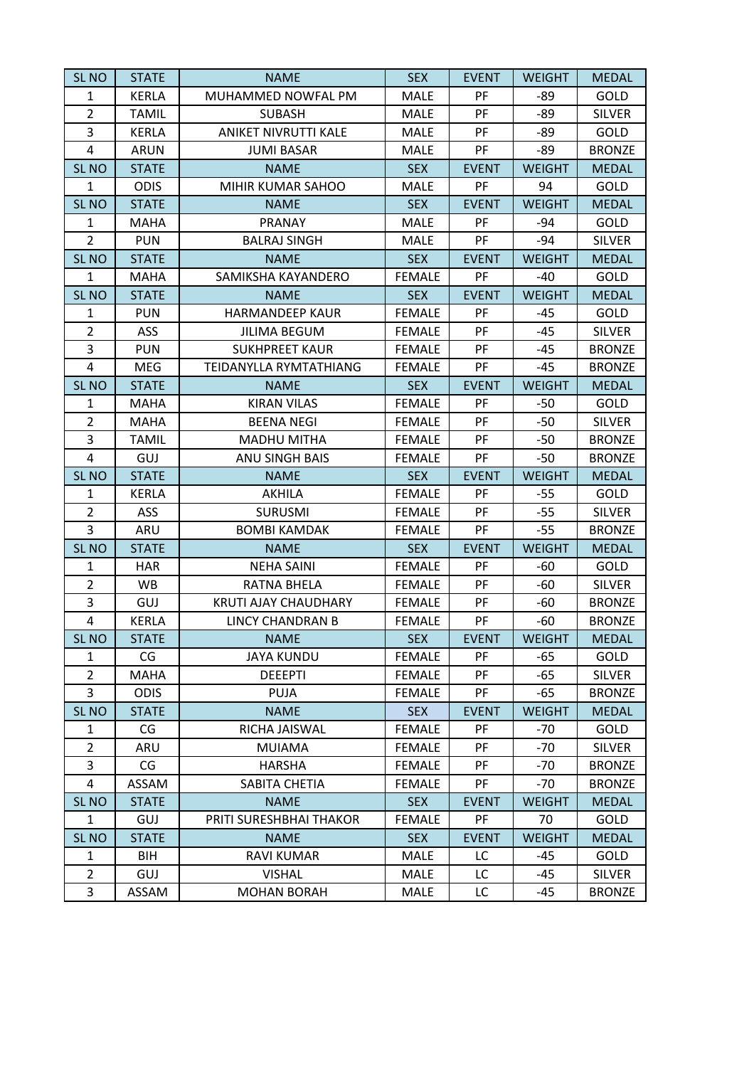| SL NO | STATE | NAME | SEX | EVENT | WEIGHT | MEDAL |
|---|---|---|---|---|---|---|
| 1 | KERLA | MUHAMMED NOWFAL PM | MALE | PF | -89 | GOLD |
| 2 | TAMIL | SUBASH | MALE | PF | -89 | SILVER |
| 3 | KERLA | ANIKET NIVRUTTI KALE | MALE | PF | -89 | GOLD |
| 4 | ARUN | JUMI BASAR | MALE | PF | -89 | BRONZE |
| SL NO | STATE | NAME | SEX | EVENT | WEIGHT | MEDAL |
| 1 | ODIS | MIHIR KUMAR SAHOO | MALE | PF | 94 | GOLD |
| SL NO | STATE | NAME | SEX | EVENT | WEIGHT | MEDAL |
| 1 | MAHA | PRANAY | MALE | PF | -94 | GOLD |
| 2 | PUN | BALRAJ SINGH | MALE | PF | -94 | SILVER |
| SL NO | STATE | NAME | SEX | EVENT | WEIGHT | MEDAL |
| 1 | MAHA | SAMIKSHA KAYANDERO | FEMALE | PF | -40 | GOLD |
| SL NO | STATE | NAME | SEX | EVENT | WEIGHT | MEDAL |
| 1 | PUN | HARMANDEEP KAUR | FEMALE | PF | -45 | GOLD |
| 2 | ASS | JILIMA BEGUM | FEMALE | PF | -45 | SILVER |
| 3 | PUN | SUKHPREET KAUR | FEMALE | PF | -45 | BRONZE |
| 4 | MEG | TEIDANYLLA RYMTATHIANG | FEMALE | PF | -45 | BRONZE |
| SL NO | STATE | NAME | SEX | EVENT | WEIGHT | MEDAL |
| 1 | MAHA | KIRAN VILAS | FEMALE | PF | -50 | GOLD |
| 2 | MAHA | BEENA NEGI | FEMALE | PF | -50 | SILVER |
| 3 | TAMIL | MADHU MITHA | FEMALE | PF | -50 | BRONZE |
| 4 | GUJ | ANU SINGH BAIS | FEMALE | PF | -50 | BRONZE |
| SL NO | STATE | NAME | SEX | EVENT | WEIGHT | MEDAL |
| 1 | KERLA | AKHILA | FEMALE | PF | -55 | GOLD |
| 2 | ASS | SURUSMI | FEMALE | PF | -55 | SILVER |
| 3 | ARU | BOMBI KAMDAK | FEMALE | PF | -55 | BRONZE |
| SL NO | STATE | NAME | SEX | EVENT | WEIGHT | MEDAL |
| 1 | HAR | NEHA SAINI | FEMALE | PF | -60 | GOLD |
| 2 | WB | RATNA BHELA | FEMALE | PF | -60 | SILVER |
| 3 | GUJ | KRUTI AJAY CHAUDHARY | FEMALE | PF | -60 | BRONZE |
| 4 | KERLA | LINCY CHANDRAN B | FEMALE | PF | -60 | BRONZE |
| SL NO | STATE | NAME | SEX | EVENT | WEIGHT | MEDAL |
| 1 | CG | JAYA KUNDU | FEMALE | PF | -65 | GOLD |
| 2 | MAHA | DEEEPTI | FEMALE | PF | -65 | SILVER |
| 3 | ODIS | PUJA | FEMALE | PF | -65 | BRONZE |
| SL NO | STATE | NAME | SEX | EVENT | WEIGHT | MEDAL |
| 1 | CG | RICHA JAISWAL | FEMALE | PF | -70 | GOLD |
| 2 | ARU | MUIAMA | FEMALE | PF | -70 | SILVER |
| 3 | CG | HARSHA | FEMALE | PF | -70 | BRONZE |
| 4 | ASSAM | SABITA CHETIA | FEMALE | PF | -70 | BRONZE |
| SL NO | STATE | NAME | SEX | EVENT | WEIGHT | MEDAL |
| 1 | GUJ | PRITI SURESHBHAI THAKOR | FEMALE | PF | 70 | GOLD |
| SL NO | STATE | NAME | SEX | EVENT | WEIGHT | MEDAL |
| 1 | BIH | RAVI KUMAR | MALE | LC | -45 | GOLD |
| 2 | GUJ | VISHAL | MALE | LC | -45 | SILVER |
| 3 | ASSAM | MOHAN BORAH | MALE | LC | -45 | BRONZE |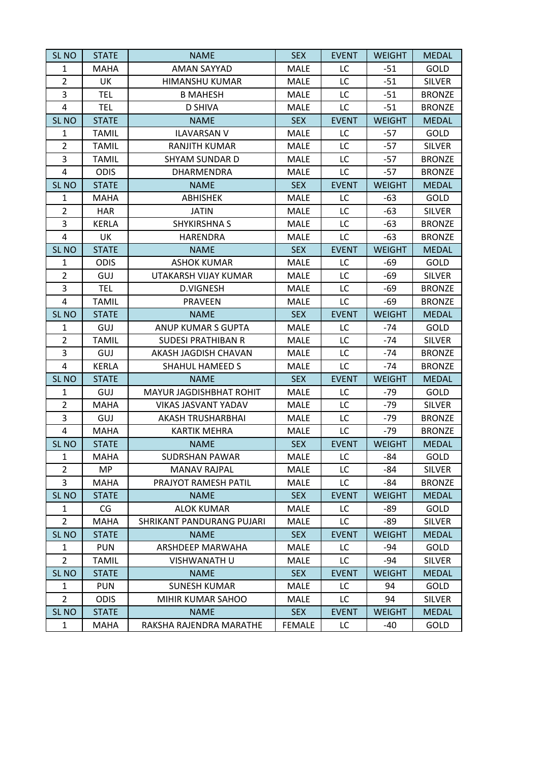| SL NO | STATE | NAME | SEX | EVENT | WEIGHT | MEDAL |
|---|---|---|---|---|---|---|
| 1 | MAHA | AMAN SAYYAD | MALE | LC | -51 | GOLD |
| 2 | UK | HIMANSHU KUMAR | MALE | LC | -51 | SILVER |
| 3 | TEL | B MAHESH | MALE | LC | -51 | BRONZE |
| 4 | TEL | D SHIVA | MALE | LC | -51 | BRONZE |
| SL NO | STATE | NAME | SEX | EVENT | WEIGHT | MEDAL |
| 1 | TAMIL | ILAVARSAN V | MALE | LC | -57 | GOLD |
| 2 | TAMIL | RANJITH KUMAR | MALE | LC | -57 | SILVER |
| 3 | TAMIL | SHYAM SUNDAR D | MALE | LC | -57 | BRONZE |
| 4 | ODIS | DHARMENDRA | MALE | LC | -57 | BRONZE |
| SL NO | STATE | NAME | SEX | EVENT | WEIGHT | MEDAL |
| 1 | MAHA | ABHISHEK | MALE | LC | -63 | GOLD |
| 2 | HAR | JATIN | MALE | LC | -63 | SILVER |
| 3 | KERLA | SHYKIRSHNA S | MALE | LC | -63 | BRONZE |
| 4 | UK | HARENDRA | MALE | LC | -63 | BRONZE |
| SL NO | STATE | NAME | SEX | EVENT | WEIGHT | MEDAL |
| 1 | ODIS | ASHOK KUMAR | MALE | LC | -69 | GOLD |
| 2 | GUJ | UTAKARSH VIJAY KUMAR | MALE | LC | -69 | SILVER |
| 3 | TEL | D.VIGNESH | MALE | LC | -69 | BRONZE |
| 4 | TAMIL | PRAVEEN | MALE | LC | -69 | BRONZE |
| SL NO | STATE | NAME | SEX | EVENT | WEIGHT | MEDAL |
| 1 | GUJ | ANUP KUMAR S GUPTA | MALE | LC | -74 | GOLD |
| 2 | TAMIL | SUDESI PRATHIBAN R | MALE | LC | -74 | SILVER |
| 3 | GUJ | AKASH JAGDISH CHAVAN | MALE | LC | -74 | BRONZE |
| 4 | KERLA | SHAHUL HAMEED S | MALE | LC | -74 | BRONZE |
| SL NO | STATE | NAME | SEX | EVENT | WEIGHT | MEDAL |
| 1 | GUJ | MAYUR JAGDISHBHAT ROHIT | MALE | LC | -79 | GOLD |
| 2 | MAHA | VIKAS JASVANT YADAV | MALE | LC | -79 | SILVER |
| 3 | GUJ | AKASH TRUSHARBHAI | MALE | LC | -79 | BRONZE |
| 4 | MAHA | KARTIK MEHRA | MALE | LC | -79 | BRONZE |
| SL NO | STATE | NAME | SEX | EVENT | WEIGHT | MEDAL |
| 1 | MAHA | SUDRSHAN PAWAR | MALE | LC | -84 | GOLD |
| 2 | MP | MANAV RAJPAL | MALE | LC | -84 | SILVER |
| 3 | MAHA | PRAJYOT RAMESH PATIL | MALE | LC | -84 | BRONZE |
| SL NO | STATE | NAME | SEX | EVENT | WEIGHT | MEDAL |
| 1 | CG | ALOK KUMAR | MALE | LC | -89 | GOLD |
| 2 | MAHA | SHRIKANT PANDURANG PUJARI | MALE | LC | -89 | SILVER |
| SL NO | STATE | NAME | SEX | EVENT | WEIGHT | MEDAL |
| 1 | PUN | ARSHDEEP MARWAHA | MALE | LC | -94 | GOLD |
| 2 | TAMIL | VISHWANATH U | MALE | LC | -94 | SILVER |
| SL NO | STATE | NAME | SEX | EVENT | WEIGHT | MEDAL |
| 1 | PUN | SUNESH KUMAR | MALE | LC | 94 | GOLD |
| 2 | ODIS | MIHIR KUMAR SAHOO | MALE | LC | 94 | SILVER |
| SL NO | STATE | NAME | SEX | EVENT | WEIGHT | MEDAL |
| 1 | MAHA | RAKSHA RAJENDRA MARATHE | FEMALE | LC | -40 | GOLD |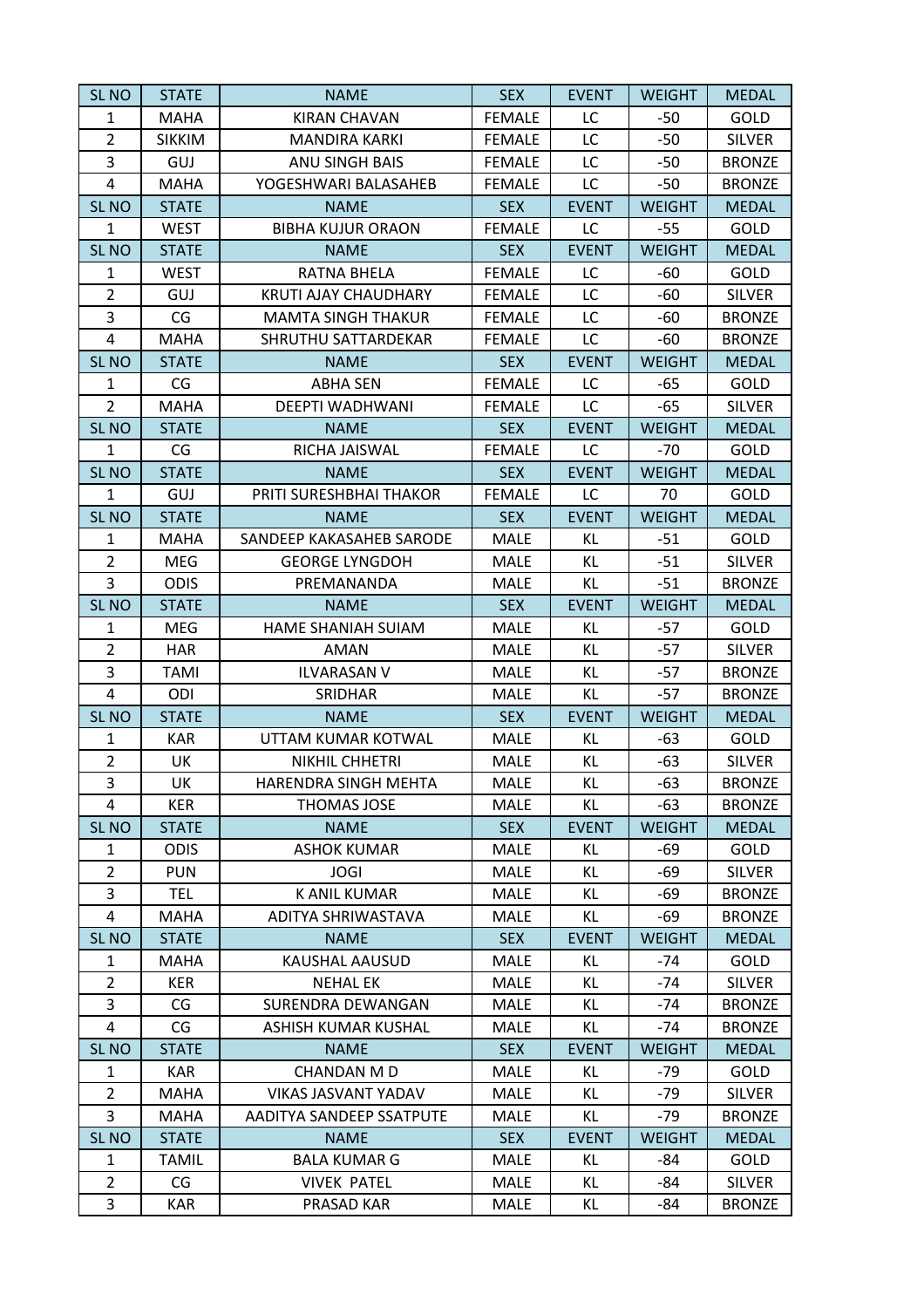| SL NO | STATE | NAME | SEX | EVENT | WEIGHT | MEDAL |
|---|---|---|---|---|---|---|
| 1 | MAHA | KIRAN CHAVAN | FEMALE | LC | -50 | GOLD |
| 2 | SIKKIM | MANDIRA KARKI | FEMALE | LC | -50 | SILVER |
| 3 | GUJ | ANU SINGH BAIS | FEMALE | LC | -50 | BRONZE |
| 4 | MAHA | YOGESHWARI BALASAHEB | FEMALE | LC | -50 | BRONZE |
| SL NO | STATE | NAME | SEX | EVENT | WEIGHT | MEDAL |
| 1 | WEST | BIBHA KUJUR ORAON | FEMALE | LC | -55 | GOLD |
| SL NO | STATE | NAME | SEX | EVENT | WEIGHT | MEDAL |
| 1 | WEST | RATNA BHELA | FEMALE | LC | -60 | GOLD |
| 2 | GUJ | KRUTI AJAY CHAUDHARY | FEMALE | LC | -60 | SILVER |
| 3 | CG | MAMTA SINGH THAKUR | FEMALE | LC | -60 | BRONZE |
| 4 | MAHA | SHRUTHU SATTARDEKAR | FEMALE | LC | -60 | BRONZE |
| SL NO | STATE | NAME | SEX | EVENT | WEIGHT | MEDAL |
| 1 | CG | ABHA SEN | FEMALE | LC | -65 | GOLD |
| 2 | MAHA | DEEPTI WADHWANI | FEMALE | LC | -65 | SILVER |
| SL NO | STATE | NAME | SEX | EVENT | WEIGHT | MEDAL |
| 1 | CG | RICHA JAISWAL | FEMALE | LC | -70 | GOLD |
| SL NO | STATE | NAME | SEX | EVENT | WEIGHT | MEDAL |
| 1 | GUJ | PRITI SURESHBHAI THAKOR | FEMALE | LC | 70 | GOLD |
| SL NO | STATE | NAME | SEX | EVENT | WEIGHT | MEDAL |
| 1 | MAHA | SANDEEP KAKASAHEB SARODE | MALE | KL | -51 | GOLD |
| 2 | MEG | GEORGE LYNGDOH | MALE | KL | -51 | SILVER |
| 3 | ODIS | PREMANANDA | MALE | KL | -51 | BRONZE |
| SL NO | STATE | NAME | SEX | EVENT | WEIGHT | MEDAL |
| 1 | MEG | HAME SHANIAH SUIAM | MALE | KL | -57 | GOLD |
| 2 | HAR | AMAN | MALE | KL | -57 | SILVER |
| 3 | TAMI | ILVARASAN V | MALE | KL | -57 | BRONZE |
| 4 | ODI | SRIDHAR | MALE | KL | -57 | BRONZE |
| SL NO | STATE | NAME | SEX | EVENT | WEIGHT | MEDAL |
| 1 | KAR | UTTAM KUMAR KOTWAL | MALE | KL | -63 | GOLD |
| 2 | UK | NIKHIL CHHETRI | MALE | KL | -63 | SILVER |
| 3 | UK | HARENDRA SINGH MEHTA | MALE | KL | -63 | BRONZE |
| 4 | KER | THOMAS JOSE | MALE | KL | -63 | BRONZE |
| SL NO | STATE | NAME | SEX | EVENT | WEIGHT | MEDAL |
| 1 | ODIS | ASHOK KUMAR | MALE | KL | -69 | GOLD |
| 2 | PUN | JOGI | MALE | KL | -69 | SILVER |
| 3 | TEL | K ANIL KUMAR | MALE | KL | -69 | BRONZE |
| 4 | MAHA | ADITYA SHRIWASTAVA | MALE | KL | -69 | BRONZE |
| SL NO | STATE | NAME | SEX | EVENT | WEIGHT | MEDAL |
| 1 | MAHA | KAUSHAL AAUSUD | MALE | KL | -74 | GOLD |
| 2 | KER | NEHAL EK | MALE | KL | -74 | SILVER |
| 3 | CG | SURENDRA DEWANGAN | MALE | KL | -74 | BRONZE |
| 4 | CG | ASHISH KUMAR KUSHAL | MALE | KL | -74 | BRONZE |
| SL NO | STATE | NAME | SEX | EVENT | WEIGHT | MEDAL |
| 1 | KAR | CHANDAN M D | MALE | KL | -79 | GOLD |
| 2 | MAHA | VIKAS JASVANT YADAV | MALE | KL | -79 | SILVER |
| 3 | MAHA | AADITYA SANDEEP SSATPUTE | MALE | KL | -79 | BRONZE |
| SL NO | STATE | NAME | SEX | EVENT | WEIGHT | MEDAL |
| 1 | TAMIL | BALA KUMAR G | MALE | KL | -84 | GOLD |
| 2 | CG | VIVEK PATEL | MALE | KL | -84 | SILVER |
| 3 | KAR | PRASAD KAR | MALE | KL | -84 | BRONZE |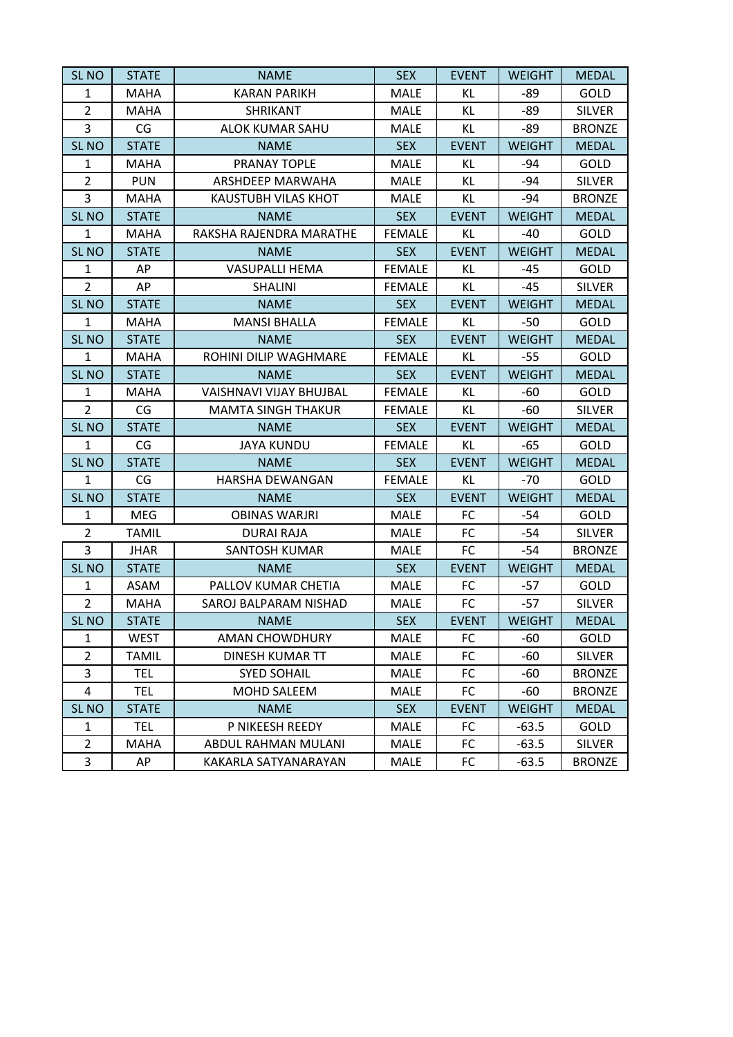| SL NO | STATE | NAME | SEX | EVENT | WEIGHT | MEDAL |
|---|---|---|---|---|---|---|
| 1 | MAHA | KARAN PARIKH | MALE | KL | -89 | GOLD |
| 2 | MAHA | SHRIKANT | MALE | KL | -89 | SILVER |
| 3 | CG | ALOK KUMAR SAHU | MALE | KL | -89 | BRONZE |
| SL NO | STATE | NAME | SEX | EVENT | WEIGHT | MEDAL |
| 1 | MAHA | PRANAY TOPLE | MALE | KL | -94 | GOLD |
| 2 | PUN | ARSHDEEP MARWAHA | MALE | KL | -94 | SILVER |
| 3 | MAHA | KAUSTUBH VILAS KHOT | MALE | KL | -94 | BRONZE |
| SL NO | STATE | NAME | SEX | EVENT | WEIGHT | MEDAL |
| 1 | MAHA | RAKSHA RAJENDRA MARATHE | FEMALE | KL | -40 | GOLD |
| SL NO | STATE | NAME | SEX | EVENT | WEIGHT | MEDAL |
| 1 | AP | VASUPALLI HEMA | FEMALE | KL | -45 | GOLD |
| 2 | AP | SHALINI | FEMALE | KL | -45 | SILVER |
| SL NO | STATE | NAME | SEX | EVENT | WEIGHT | MEDAL |
| 1 | MAHA | MANSI BHALLA | FEMALE | KL | -50 | GOLD |
| SL NO | STATE | NAME | SEX | EVENT | WEIGHT | MEDAL |
| 1 | MAHA | ROHINI DILIP WAGHMARE | FEMALE | KL | -55 | GOLD |
| SL NO | STATE | NAME | SEX | EVENT | WEIGHT | MEDAL |
| 1 | MAHA | VAISHNAVI VIJAY BHUJBAL | FEMALE | KL | -60 | GOLD |
| 2 | CG | MAMTA SINGH THAKUR | FEMALE | KL | -60 | SILVER |
| SL NO | STATE | NAME | SEX | EVENT | WEIGHT | MEDAL |
| 1 | CG | JAYA KUNDU | FEMALE | KL | -65 | GOLD |
| SL NO | STATE | NAME | SEX | EVENT | WEIGHT | MEDAL |
| 1 | CG | HARSHA DEWANGAN | FEMALE | KL | -70 | GOLD |
| SL NO | STATE | NAME | SEX | EVENT | WEIGHT | MEDAL |
| 1 | MEG | OBINAS WARJRI | MALE | FC | -54 | GOLD |
| 2 | TAMIL | DURAI RAJA | MALE | FC | -54 | SILVER |
| 3 | JHAR | SANTOSH KUMAR | MALE | FC | -54 | BRONZE |
| SL NO | STATE | NAME | SEX | EVENT | WEIGHT | MEDAL |
| 1 | ASAM | PALLOV KUMAR CHETIA | MALE | FC | -57 | GOLD |
| 2 | MAHA | SAROJ BALPARAM NISHAD | MALE | FC | -57 | SILVER |
| SL NO | STATE | NAME | SEX | EVENT | WEIGHT | MEDAL |
| 1 | WEST | AMAN CHOWDHURY | MALE | FC | -60 | GOLD |
| 2 | TAMIL | DINESH KUMAR TT | MALE | FC | -60 | SILVER |
| 3 | TEL | SYED SOHAIL | MALE | FC | -60 | BRONZE |
| 4 | TEL | MOHD SALEEM | MALE | FC | -60 | BRONZE |
| SL NO | STATE | NAME | SEX | EVENT | WEIGHT | MEDAL |
| 1 | TEL | P NIKEESH REEDY | MALE | FC | -63.5 | GOLD |
| 2 | MAHA | ABDUL RAHMAN MULANI | MALE | FC | -63.5 | SILVER |
| 3 | AP | KAKARLA SATYANARAYAN | MALE | FC | -63.5 | BRONZE |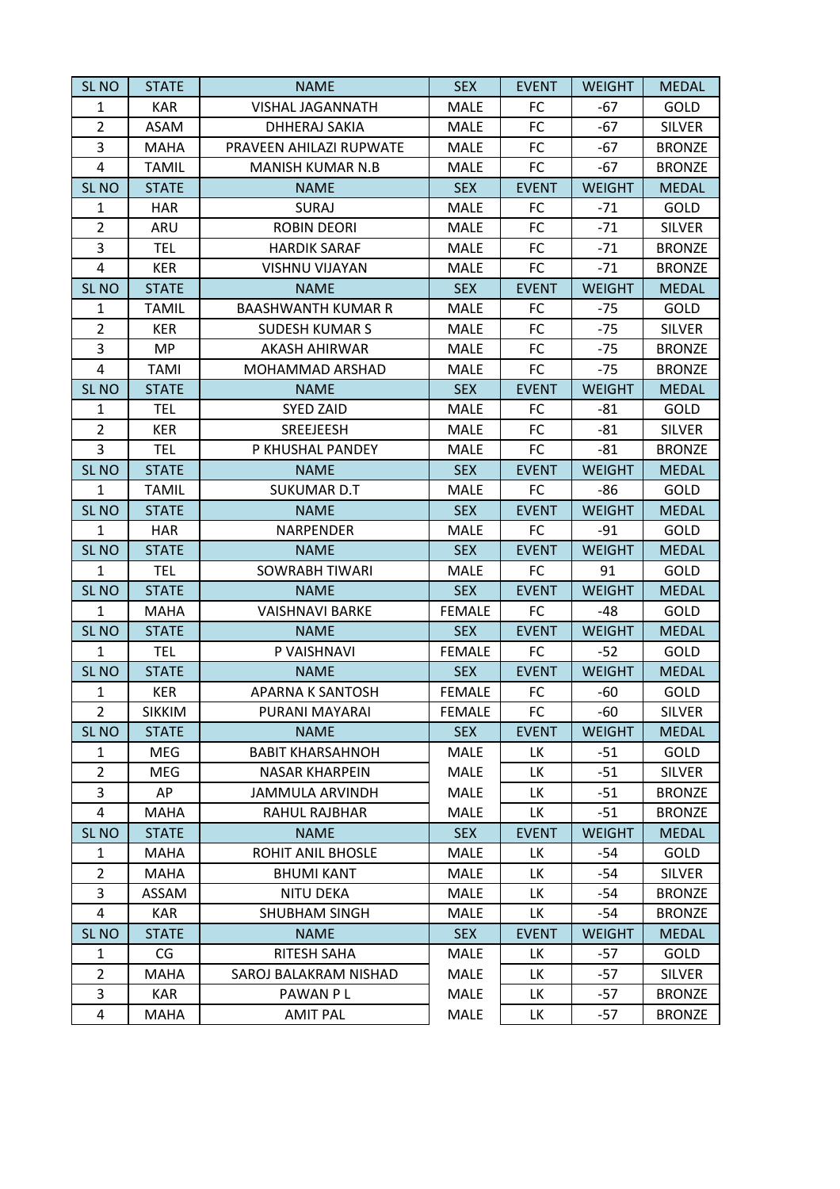| SL NO | STATE | NAME | SEX | EVENT | WEIGHT | MEDAL |
|---|---|---|---|---|---|---|
| 1 | KAR | VISHAL JAGANNATH | MALE | FC | -67 | GOLD |
| 2 | ASAM | DHHERAJ SAKIA | MALE | FC | -67 | SILVER |
| 3 | MAHA | PRAVEEN AHILAZI RUPWATE | MALE | FC | -67 | BRONZE |
| 4 | TAMIL | MANISH KUMAR N.B | MALE | FC | -67 | BRONZE |
| SL NO | STATE | NAME | SEX | EVENT | WEIGHT | MEDAL |
| 1 | HAR | SURAJ | MALE | FC | -71 | GOLD |
| 2 | ARU | ROBIN DEORI | MALE | FC | -71 | SILVER |
| 3 | TEL | HARDIK SARAF | MALE | FC | -71 | BRONZE |
| 4 | KER | VISHNU VIJAYAN | MALE | FC | -71 | BRONZE |
| SL NO | STATE | NAME | SEX | EVENT | WEIGHT | MEDAL |
| 1 | TAMIL | BAASHWANTH KUMAR R | MALE | FC | -75 | GOLD |
| 2 | KER | SUDESH KUMAR S | MALE | FC | -75 | SILVER |
| 3 | MP | AKASH AHIRWAR | MALE | FC | -75 | BRONZE |
| 4 | TAMI | MOHAMMAD ARSHAD | MALE | FC | -75 | BRONZE |
| SL NO | STATE | NAME | SEX | EVENT | WEIGHT | MEDAL |
| 1 | TEL | SYED ZAID | MALE | FC | -81 | GOLD |
| 2 | KER | SREEJEESH | MALE | FC | -81 | SILVER |
| 3 | TEL | P KHUSHAL PANDEY | MALE | FC | -81 | BRONZE |
| SL NO | STATE | NAME | SEX | EVENT | WEIGHT | MEDAL |
| 1 | TAMIL | SUKUMAR D.T | MALE | FC | -86 | GOLD |
| SL NO | STATE | NAME | SEX | EVENT | WEIGHT | MEDAL |
| 1 | HAR | NARPENDER | MALE | FC | -91 | GOLD |
| SL NO | STATE | NAME | SEX | EVENT | WEIGHT | MEDAL |
| 1 | TEL | SOWRABH TIWARI | MALE | FC | 91 | GOLD |
| SL NO | STATE | NAME | SEX | EVENT | WEIGHT | MEDAL |
| 1 | MAHA | VAISHNAVI BARKE | FEMALE | FC | -48 | GOLD |
| SL NO | STATE | NAME | SEX | EVENT | WEIGHT | MEDAL |
| 1 | TEL | P VAISHNAVI | FEMALE | FC | -52 | GOLD |
| SL NO | STATE | NAME | SEX | EVENT | WEIGHT | MEDAL |
| 1 | KER | APARNA K SANTOSH | FEMALE | FC | -60 | GOLD |
| 2 | SIKKIM | PURANI MAYARAI | FEMALE | FC | -60 | SILVER |
| SL NO | STATE | NAME | SEX | EVENT | WEIGHT | MEDAL |
| 1 | MEG | BABIT KHARSAHNOH | MALE | LK | -51 | GOLD |
| 2 | MEG | NASAR KHARPEIN | MALE | LK | -51 | SILVER |
| 3 | AP | JAMMULA ARVINDH | MALE | LK | -51 | BRONZE |
| 4 | MAHA | RAHUL RAJBHAR | MALE | LK | -51 | BRONZE |
| SL NO | STATE | NAME | SEX | EVENT | WEIGHT | MEDAL |
| 1 | MAHA | ROHIT ANIL BHOSLE | MALE | LK | -54 | GOLD |
| 2 | MAHA | BHUMI KANT | MALE | LK | -54 | SILVER |
| 3 | ASSAM | NITU DEKA | MALE | LK | -54 | BRONZE |
| 4 | KAR | SHUBHAM SINGH | MALE | LK | -54 | BRONZE |
| SL NO | STATE | NAME | SEX | EVENT | WEIGHT | MEDAL |
| 1 | CG | RITESH SAHA | MALE | LK | -57 | GOLD |
| 2 | MAHA | SAROJ BALAKRAM NISHAD | MALE | LK | -57 | SILVER |
| 3 | KAR | PAWAN P L | MALE | LK | -57 | BRONZE |
| 4 | MAHA | AMIT PAL | MALE | LK | -57 | BRONZE |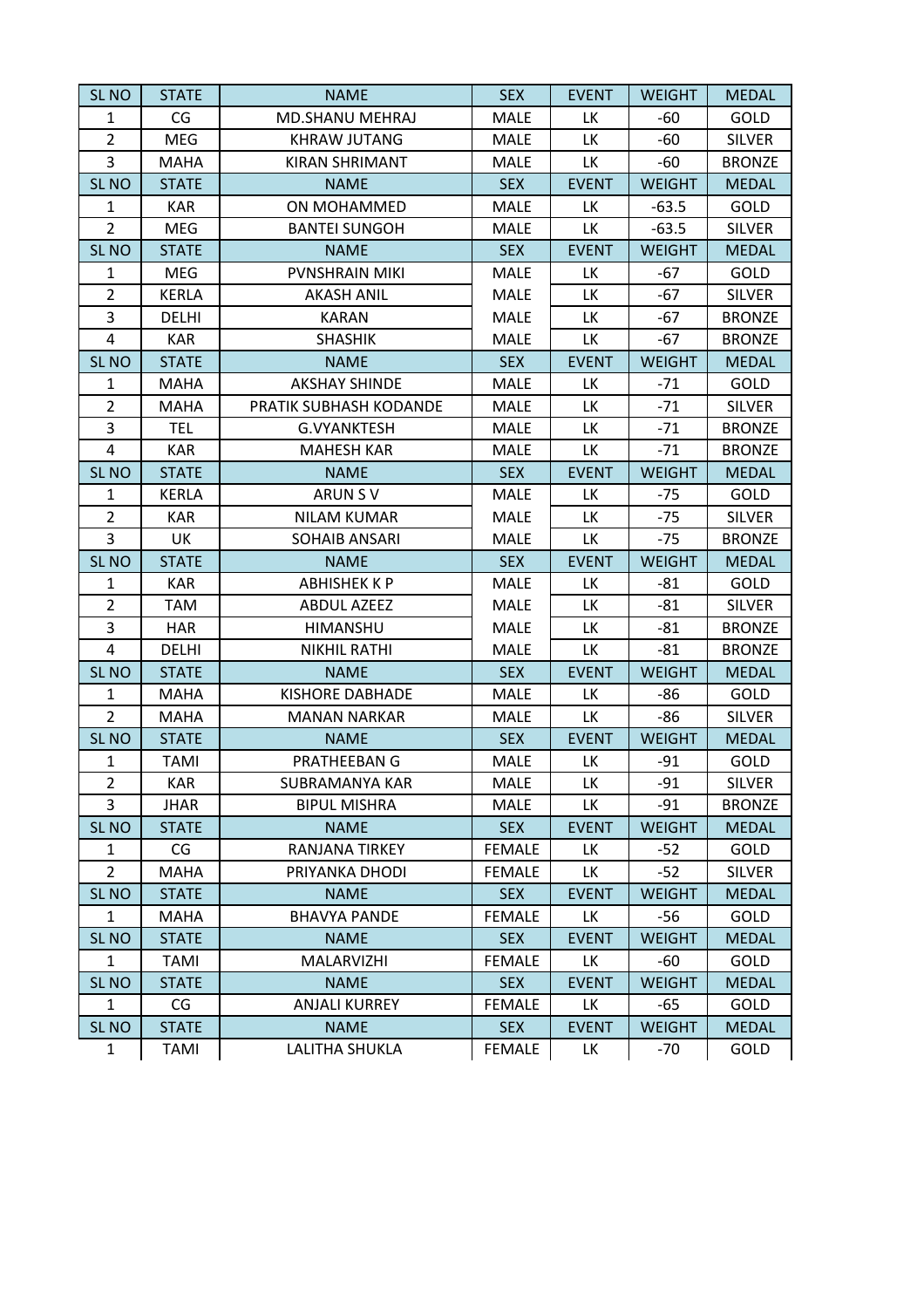| SL NO | STATE | NAME | SEX | EVENT | WEIGHT | MEDAL |
|---|---|---|---|---|---|---|
| 1 | CG | MD.SHANU MEHRAJ | MALE | LK | -60 | GOLD |
| 2 | MEG | KHRAW JUTANG | MALE | LK | -60 | SILVER |
| 3 | MAHA | KIRAN SHRIMANT | MALE | LK | -60 | BRONZE |
| SL NO | STATE | NAME | SEX | EVENT | WEIGHT | MEDAL |
| 1 | KAR | ON MOHAMMED | MALE | LK | -63.5 | GOLD |
| 2 | MEG | BANTEI SUNGOH | MALE | LK | -63.5 | SILVER |
| SL NO | STATE | NAME | SEX | EVENT | WEIGHT | MEDAL |
| 1 | MEG | PVNSHRAIN MIKI | MALE | LK | -67 | GOLD |
| 2 | KERLA | AKASH ANIL | MALE | LK | -67 | SILVER |
| 3 | DELHI | KARAN | MALE | LK | -67 | BRONZE |
| 4 | KAR | SHASHIK | MALE | LK | -67 | BRONZE |
| SL NO | STATE | NAME | SEX | EVENT | WEIGHT | MEDAL |
| 1 | MAHA | AKSHAY SHINDE | MALE | LK | -71 | GOLD |
| 2 | MAHA | PRATIK SUBHASH KODANDE | MALE | LK | -71 | SILVER |
| 3 | TEL | G.VYANKTESH | MALE | LK | -71 | BRONZE |
| 4 | KAR | MAHESH KAR | MALE | LK | -71 | BRONZE |
| SL NO | STATE | NAME | SEX | EVENT | WEIGHT | MEDAL |
| 1 | KERLA | ARUN S V | MALE | LK | -75 | GOLD |
| 2 | KAR | NILAM KUMAR | MALE | LK | -75 | SILVER |
| 3 | UK | SOHAIB ANSARI | MALE | LK | -75 | BRONZE |
| SL NO | STATE | NAME | SEX | EVENT | WEIGHT | MEDAL |
| 1 | KAR | ABHISHEK K P | MALE | LK | -81 | GOLD |
| 2 | TAM | ABDUL AZEEZ | MALE | LK | -81 | SILVER |
| 3 | HAR | HIMANSHU | MALE | LK | -81 | BRONZE |
| 4 | DELHI | NIKHIL RATHI | MALE | LK | -81 | BRONZE |
| SL NO | STATE | NAME | SEX | EVENT | WEIGHT | MEDAL |
| 1 | MAHA | KISHORE DABHADE | MALE | LK | -86 | GOLD |
| 2 | MAHA | MANAN NARKAR | MALE | LK | -86 | SILVER |
| SL NO | STATE | NAME | SEX | EVENT | WEIGHT | MEDAL |
| 1 | TAMI | PRATHEEBAN G | MALE | LK | -91 | GOLD |
| 2 | KAR | SUBRAMANYA KAR | MALE | LK | -91 | SILVER |
| 3 | JHAR | BIPUL MISHRA | MALE | LK | -91 | BRONZE |
| SL NO | STATE | NAME | SEX | EVENT | WEIGHT | MEDAL |
| 1 | CG | RANJANA TIRKEY | FEMALE | LK | -52 | GOLD |
| 2 | MAHA | PRIYANKA DHODI | FEMALE | LK | -52 | SILVER |
| SL NO | STATE | NAME | SEX | EVENT | WEIGHT | MEDAL |
| 1 | MAHA | BHAVYA PANDE | FEMALE | LK | -56 | GOLD |
| SL NO | STATE | NAME | SEX | EVENT | WEIGHT | MEDAL |
| 1 | TAMI | MALARVIZHI | FEMALE | LK | -60 | GOLD |
| SL NO | STATE | NAME | SEX | EVENT | WEIGHT | MEDAL |
| 1 | CG | ANJALI KURREY | FEMALE | LK | -65 | GOLD |
| SL NO | STATE | NAME | SEX | EVENT | WEIGHT | MEDAL |
| 1 | TAMI | LALITHA SHUKLA | FEMALE | LK | -70 | GOLD |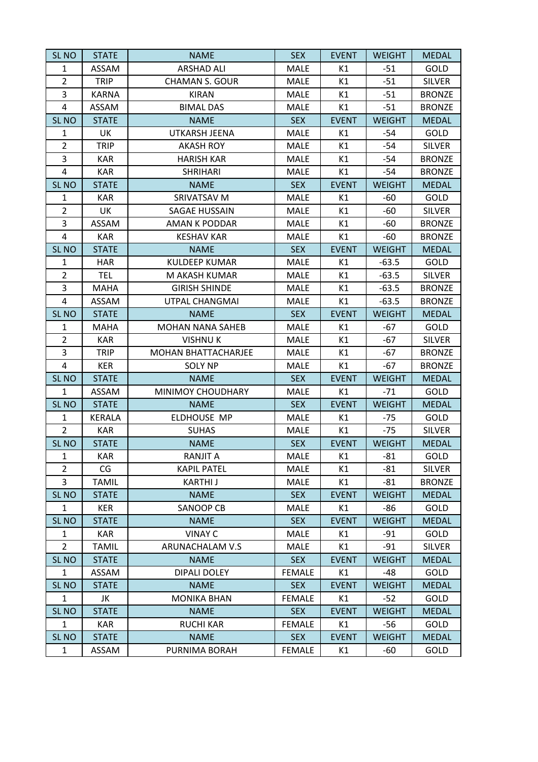| SL NO | STATE | NAME | SEX | EVENT | WEIGHT | MEDAL |
|---|---|---|---|---|---|---|
| 1 | ASSAM | ARSHAD ALI | MALE | K1 | -51 | GOLD |
| 2 | TRIP | CHAMAN S. GOUR | MALE | K1 | -51 | SILVER |
| 3 | KARNA | KIRAN | MALE | K1 | -51 | BRONZE |
| 4 | ASSAM | BIMAL DAS | MALE | K1 | -51 | BRONZE |
| SL NO | STATE | NAME | SEX | EVENT | WEIGHT | MEDAL |
| 1 | UK | UTKARSH JEENA | MALE | K1 | -54 | GOLD |
| 2 | TRIP | AKASH ROY | MALE | K1 | -54 | SILVER |
| 3 | KAR | HARISH KAR | MALE | K1 | -54 | BRONZE |
| 4 | KAR | SHRIHARI | MALE | K1 | -54 | BRONZE |
| SL NO | STATE | NAME | SEX | EVENT | WEIGHT | MEDAL |
| 1 | KAR | SRIVATSAV M | MALE | K1 | -60 | GOLD |
| 2 | UK | SAGAE HUSSAIN | MALE | K1 | -60 | SILVER |
| 3 | ASSAM | AMAN K PODDAR | MALE | K1 | -60 | BRONZE |
| 4 | KAR | KESHAV KAR | MALE | K1 | -60 | BRONZE |
| SL NO | STATE | NAME | SEX | EVENT | WEIGHT | MEDAL |
| 1 | HAR | KULDEEP KUMAR | MALE | K1 | -63.5 | GOLD |
| 2 | TEL | M AKASH KUMAR | MALE | K1 | -63.5 | SILVER |
| 3 | MAHA | GIRISH SHINDE | MALE | K1 | -63.5 | BRONZE |
| 4 | ASSAM | UTPAL CHANGMAI | MALE | K1 | -63.5 | BRONZE |
| SL NO | STATE | NAME | SEX | EVENT | WEIGHT | MEDAL |
| 1 | MAHA | MOHAN NANA SAHEB | MALE | K1 | -67 | GOLD |
| 2 | KAR | VISHNU K | MALE | K1 | -67 | SILVER |
| 3 | TRIP | MOHAN BHATTACHARJEE | MALE | K1 | -67 | BRONZE |
| 4 | KER | SOLY NP | MALE | K1 | -67 | BRONZE |
| SL NO | STATE | NAME | SEX | EVENT | WEIGHT | MEDAL |
| 1 | ASSAM | MINIMOY CHOUDHARY | MALE | K1 | -71 | GOLD |
| SL NO | STATE | NAME | SEX | EVENT | WEIGHT | MEDAL |
| 1 | KERALA | ELDHOUSE MP | MALE | K1 | -75 | GOLD |
| 2 | KAR | SUHAS | MALE | K1 | -75 | SILVER |
| SL NO | STATE | NAME | SEX | EVENT | WEIGHT | MEDAL |
| 1 | KAR | RANJIT A | MALE | K1 | -81 | GOLD |
| 2 | CG | KAPIL PATEL | MALE | K1 | -81 | SILVER |
| 3 | TAMIL | KARTHI J | MALE | K1 | -81 | BRONZE |
| SL NO | STATE | NAME | SEX | EVENT | WEIGHT | MEDAL |
| 1 | KER | SANOOP CB | MALE | K1 | -86 | GOLD |
| SL NO | STATE | NAME | SEX | EVENT | WEIGHT | MEDAL |
| 1 | KAR | VINAY C | MALE | K1 | -91 | GOLD |
| 2 | TAMIL | ARUNACHALAM V.S | MALE | K1 | -91 | SILVER |
| SL NO | STATE | NAME | SEX | EVENT | WEIGHT | MEDAL |
| 1 | ASSAM | DIPALI DOLEY | FEMALE | K1 | -48 | GOLD |
| SL NO | STATE | NAME | SEX | EVENT | WEIGHT | MEDAL |
| 1 | JK | MONIKA BHAN | FEMALE | K1 | -52 | GOLD |
| SL NO | STATE | NAME | SEX | EVENT | WEIGHT | MEDAL |
| 1 | KAR | RUCHI KAR | FEMALE | K1 | -56 | GOLD |
| SL NO | STATE | NAME | SEX | EVENT | WEIGHT | MEDAL |
| 1 | ASSAM | PURNIMA BORAH | FEMALE | K1 | -60 | GOLD |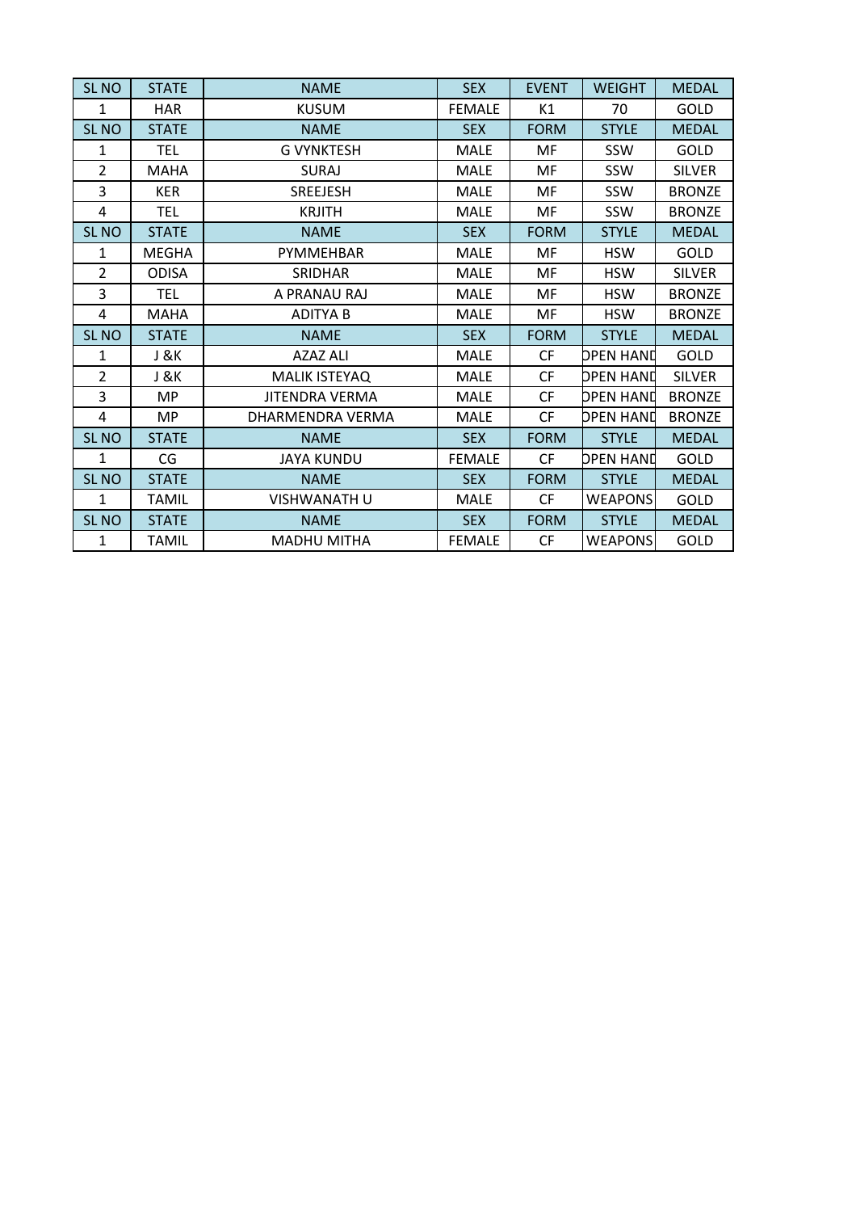| SL NO | STATE | NAME | SEX | EVENT | WEIGHT | MEDAL |
|---|---|---|---|---|---|---|
| 1 | HAR | KUSUM | FEMALE | K1 | 70 | GOLD |
| SL NO | STATE | NAME | SEX | FORM | STYLE | MEDAL |
| 1 | TEL | G VYNKTESH | MALE | MF | SSW | GOLD |
| 2 | MAHA | SURAJ | MALE | MF | SSW | SILVER |
| 3 | KER | SREEJESH | MALE | MF | SSW | BRONZE |
| 4 | TEL | KRJITH | MALE | MF | SSW | BRONZE |
| SL NO | STATE | NAME | SEX | FORM | STYLE | MEDAL |
| 1 | MEGHA | PYMMEHBAR | MALE | MF | HSW | GOLD |
| 2 | ODISA | SRIDHAR | MALE | MF | HSW | SILVER |
| 3 | TEL | A PRANAU RAJ | MALE | MF | HSW | BRONZE |
| 4 | MAHA | ADITYA B | MALE | MF | HSW | BRONZE |
| SL NO | STATE | NAME | SEX | FORM | STYLE | MEDAL |
| 1 | J &K | AZAZ ALI | MALE | CF | OPEN HAND | GOLD |
| 2 | J &K | MALIK ISTEYAQ | MALE | CF | OPEN HAND | SILVER |
| 3 | MP | JITENDRA VERMA | MALE | CF | OPEN HAND | BRONZE |
| 4 | MP | DHARMENDRA VERMA | MALE | CF | OPEN HAND | BRONZE |
| SL NO | STATE | NAME | SEX | FORM | STYLE | MEDAL |
| 1 | CG | JAYA KUNDU | FEMALE | CF | OPEN HAND | GOLD |
| SL NO | STATE | NAME | SEX | FORM | STYLE | MEDAL |
| 1 | TAMIL | VISHWANATH U | MALE | CF | WEAPONS | GOLD |
| SL NO | STATE | NAME | SEX | FORM | STYLE | MEDAL |
| 1 | TAMIL | MADHU MITHA | FEMALE | CF | WEAPONS | GOLD |